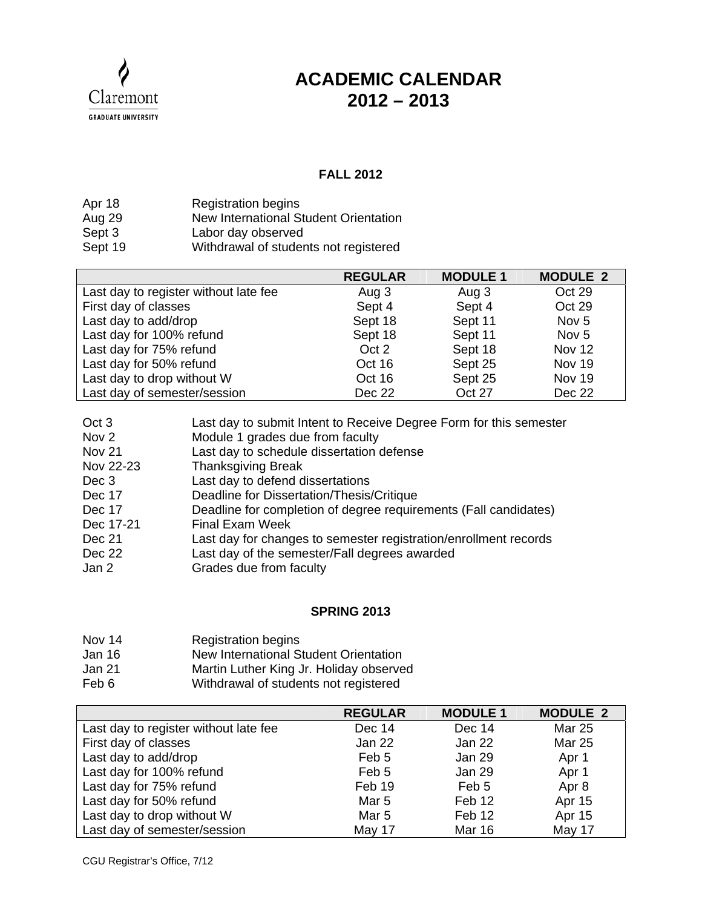Claremont
GRADUATE UNIVERSITY

# ACADEMIC CALENDAR 2012 – 2013

## FALL 2012

| | |
|---|---|
| Apr 18 | Registration begins |
| Aug 29 | New International Student Orientation |
| Sept 3 | Labor day observed |
| Sept 19 | Withdrawal of students not registered |

| | REGULAR | MODULE 1 | MODULE 2 |
|---|---|---|---|
| Last day to register without late fee | Aug 3 | Aug 3 | Oct 29 |
| First day of classes | Sept 4 | Sept 4 | Oct 29 |
| Last day to add/drop | Sept 18 | Sept 11 | Nov 5 |
| Last day for 100% refund | Sept 18 | Sept 11 | Nov 5 |
| Last day for 75% refund | Oct 2 | Sept 18 | Nov 12 |
| Last day for 50% refund | Oct 16 | Sept 25 | Nov 19 |
| Last day to drop without W | Oct 16 | Sept 25 | Nov 19 |
| Last day of semester/session | Dec 22 | Oct 27 | Dec 22 |

| | |
|---|---|
| Oct 3 | Last day to submit Intent to Receive Degree Form for this semester |
| Nov 2 | Module 1 grades due from faculty |
| Nov 21 | Last day to schedule dissertation defense |
| Nov 22-23 | Thanksgiving Break |
| Dec 3 | Last day to defend dissertations |
| Dec 17 | Deadline for Dissertation/Thesis/Critique |
| Dec 17 | Deadline for completion of degree requirements (Fall candidates) |
| Dec 17-21 | Final Exam Week |
| Dec 21 | Last day for changes to semester registration/enrollment records |
| Dec 22 | Last day of the semester/Fall degrees awarded |
| Jan 2 | Grades due from faculty |

## SPRING 2013

| | |
|---|---|
| Nov 14 | Registration begins |
| Jan 16 | New International Student Orientation |
| Jan 21 | Martin Luther King Jr. Holiday observed |
| Feb 6 | Withdrawal of students not registered |

| | REGULAR | MODULE 1 | MODULE 2 |
|---|---|---|---|
| Last day to register without late fee | Dec 14 | Dec 14 | Mar 25 |
| First day of classes | Jan 22 | Jan 22 | Mar 25 |
| Last day to add/drop | Feb 5 | Jan 29 | Apr 1 |
| Last day for 100% refund | Feb 5 | Jan 29 | Apr 1 |
| Last day for 75% refund | Feb 19 | Feb 5 | Apr 8 |
| Last day for 50% refund | Mar 5 | Feb 12 | Apr 15 |
| Last day to drop without W | Mar 5 | Feb 12 | Apr 15 |
| Last day of semester/session | May 17 | Mar 16 | May 17 |

CGU Registrar's Office, 7/12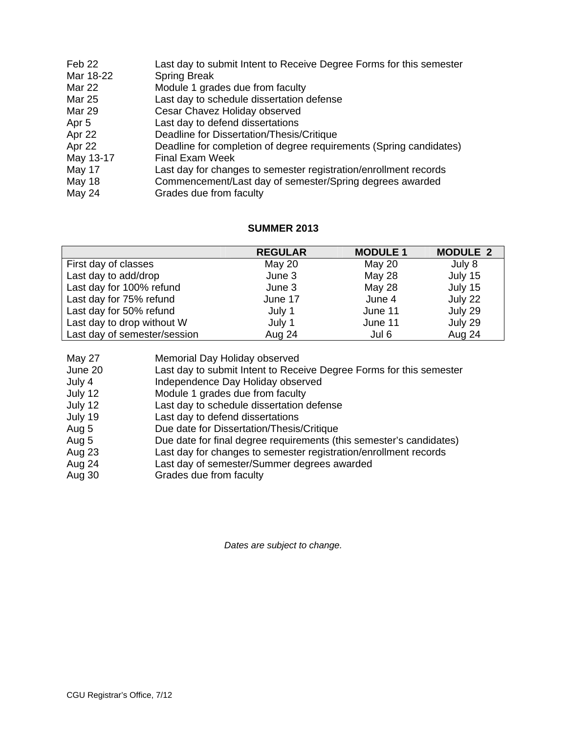| | |
|---|---|
| Feb 22 | Last day to submit Intent to Receive Degree Forms for this semester |
| Mar 18-22 | Spring Break |
| Mar 22 | Module 1 grades due from faculty |
| Mar 25 | Last day to schedule dissertation defense |
| Mar 29 | Cesar Chavez Holiday observed |
| Apr 5 | Last day to defend dissertations |
| Apr 22 | Deadline for Dissertation/Thesis/Critique |
| Apr 22 | Deadline for completion of degree requirements (Spring candidates) |
| May 13-17 | Final Exam Week |
| May 17 | Last day for changes to semester registration/enrollment records |
| May 18 | Commencement/Last day of semester/Spring degrees awarded |
| May 24 | Grades due from faculty |

## SUMMER 2013

| | REGULAR | MODULE 1 | MODULE 2 |
|---|---|---|---|
| First day of classes | May 20 | May 20 | July 8 |
| Last day to add/drop | June 3 | May 28 | July 15 |
| Last day for 100% refund | June 3 | May 28 | July 15 |
| Last day for 75% refund | June 17 | June 4 | July 22 |
| Last day for 50% refund | July 1 | June 11 | July 29 |
| Last day to drop without W | July 1 | June 11 | July 29 |
| Last day of semester/session | Aug 24 | Jul 6 | Aug 24 |

| | |
|---|---|
| May 27 | Memorial Day Holiday observed |
| June 20 | Last day to submit Intent to Receive Degree Forms for this semester |
| July 4 | Independence Day Holiday observed |
| July 12 | Module 1 grades due from faculty |
| July 12 | Last day to schedule dissertation defense |
| July 19 | Last day to defend dissertations |
| Aug 5 | Due date for Dissertation/Thesis/Critique |
| Aug 5 | Due date for final degree requirements (this semester's candidates) |
| Aug 23 | Last day for changes to semester registration/enrollment records |
| Aug 24 | Last day of semester/Summer degrees awarded |
| Aug 30 | Grades due from faculty |

*Dates are subject to change.*

CGU Registrar's Office, 7/12